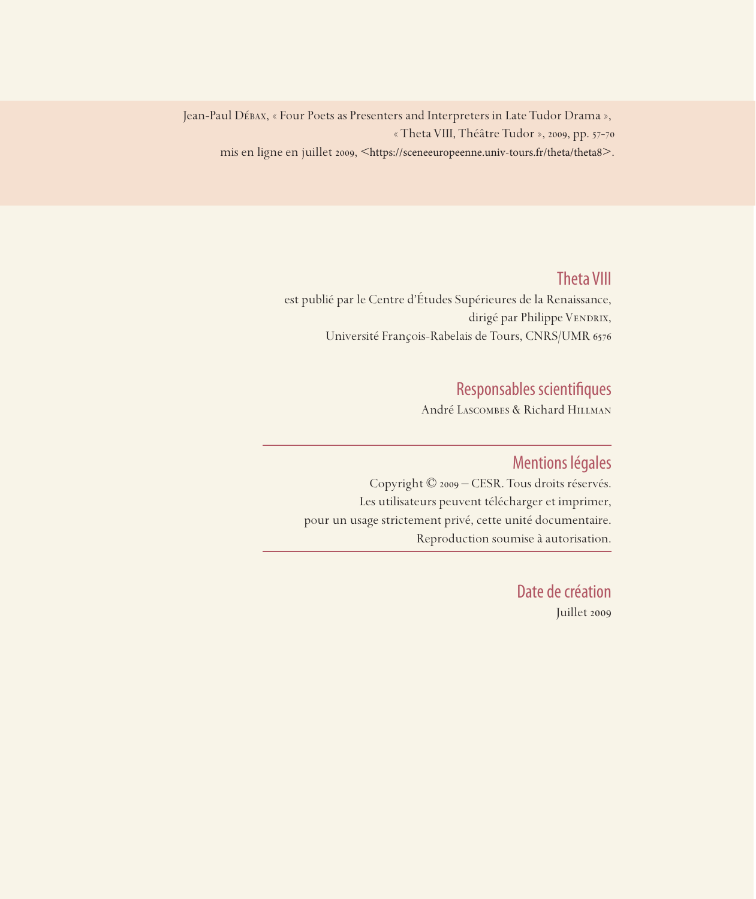Jean-Paul Débax, « Four Poets as Presenters and Interpreters in Late Tudor Drama »,
« Theta VIII, Théâtre Tudor », 2009, pp. 57-70
mis en ligne en juillet 2009, <https://sceneeuropeenne.univ-tours.fr/theta/theta8>.

## Theta VIII

est publié par le Centre d'Études Supérieures de la Renaissance,
dirigé par Philippe Vendrix,
Université François-Rabelais de Tours, CNRS/UMR 6576

## Responsables scientifiques

André Lascombes & Richard Hillman

## Mentions légales

Copyright © 2009 – CESR. Tous droits réservés.
Les utilisateurs peuvent télécharger et imprimer,
pour un usage strictement privé, cette unité documentaire.
Reproduction soumise à autorisation.

## Date de création

Juillet 2009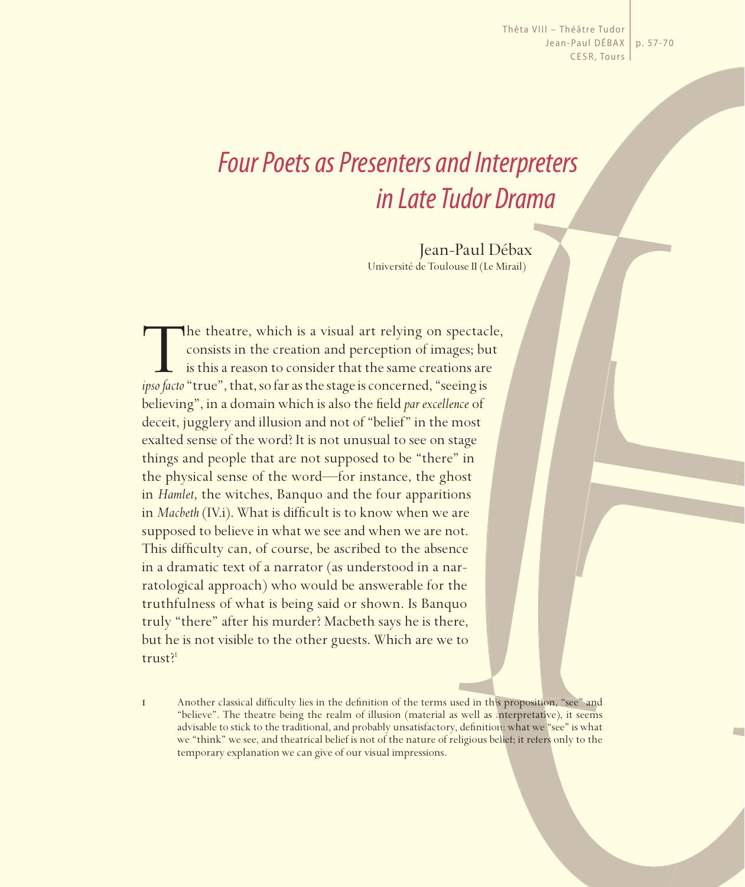# *Four Poets as Presenters and Interpreters in Late Tudor Drama*

Jean-Paul Débax
Université de Toulouse II (Le Mirail)

The theatre, which is a visual art relying on spectacle, consists in the creation and perception of images; but is this a reason to consider that the same creations are *ipso facto* "true", that, so far as the stage is concerned, "seeing is believing", in a domain which is also the field *par excellence* of deceit, jugglery and illusion and not of "belief" in the most exalted sense of the word? It is not unusual to see on stage things and people that are not supposed to be "there" in the physical sense of the word—for instance, the ghost in *Hamlet*, the witches, Banquo and the four apparitions in *Macbeth* (IV.i). What is difficult is to know when we are supposed to believe in what we see and when we are not. This difficulty can, of course, be ascribed to the absence in a dramatic text of a narrator (as understood in a narratological approach) who would be answerable for the truthfulness of what is being said or shown. Is Banquo truly "there" after his murder? Macbeth says he is there, but he is not visible to the other guests. Which are we to trust?[1]

1 Another classical difficulty lies in the definition of the terms used in this proposition, "see" and "believe". The theatre being the realm of illusion (material as well as interpretative), it seems advisable to stick to the traditional, and probably unsatisfactory, definition: what we "see" is what we "think" we see, and theatrical belief is not of the nature of religious belief; it refers only to the temporary explanation we can give of our visual impressions.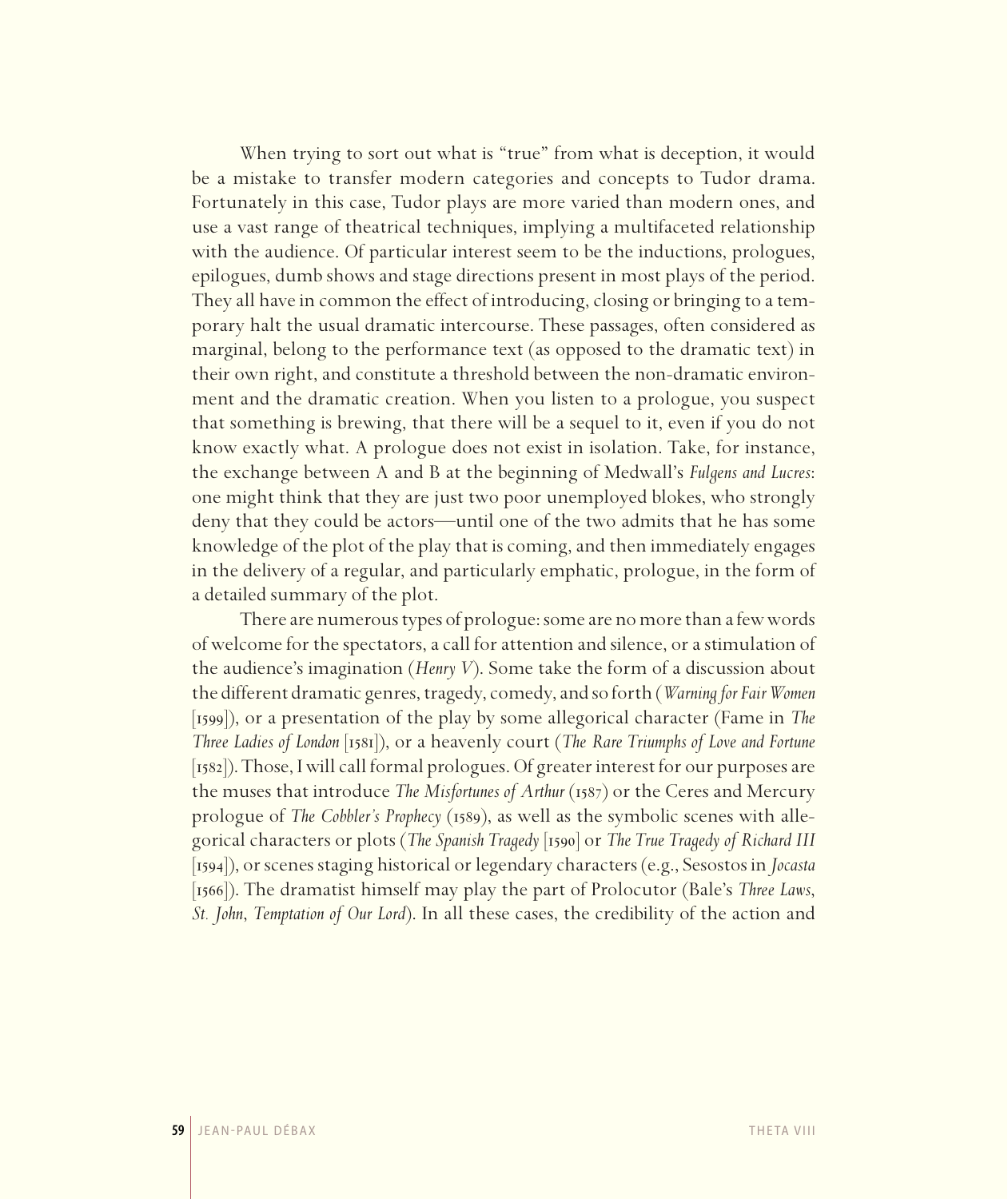When trying to sort out what is "true" from what is deception, it would be a mistake to transfer modern categories and concepts to Tudor drama. Fortunately in this case, Tudor plays are more varied than modern ones, and use a vast range of theatrical techniques, implying a multifaceted relationship with the audience. Of particular interest seem to be the inductions, prologues, epilogues, dumb shows and stage directions present in most plays of the period. They all have in common the effect of introducing, closing or bringing to a temporary halt the usual dramatic intercourse. These passages, often considered as marginal, belong to the performance text (as opposed to the dramatic text) in their own right, and constitute a threshold between the non-dramatic environment and the dramatic creation. When you listen to a prologue, you suspect that something is brewing, that there will be a sequel to it, even if you do not know exactly what. A prologue does not exist in isolation. Take, for instance, the exchange between A and B at the beginning of Medwall's *Fulgens and Lucres*: one might think that they are just two poor unemployed blokes, who strongly deny that they could be actors—until one of the two admits that he has some knowledge of the plot of the play that is coming, and then immediately engages in the delivery of a regular, and particularly emphatic, prologue, in the form of a detailed summary of the plot.

There are numerous types of prologue: some are no more than a few words of welcome for the spectators, a call for attention and silence, or a stimulation of the audience's imagination (*Henry V*). Some take the form of a discussion about the different dramatic genres, tragedy, comedy, and so forth (*Warning for Fair Women* [1599]), or a presentation of the play by some allegorical character (Fame in *The Three Ladies of London* [1581]), or a heavenly court (*The Rare Triumphs of Love and Fortune* [1582]). Those, I will call formal prologues. Of greater interest for our purposes are the muses that introduce *The Misfortunes of Arthur* (1587) or the Ceres and Mercury prologue of *The Cobbler's Prophecy* (1589), as well as the symbolic scenes with allegorical characters or plots (*The Spanish Tragedy* [1590] or *The True Tragedy of Richard III* [1594]), or scenes staging historical or legendary characters (e.g., Sesostos in *Jocasta* [1566]). The dramatist himself may play the part of Prolocutor (Bale's *Three Laws*, *St. John*, *Temptation of Our Lord*). In all these cases, the credibility of the action and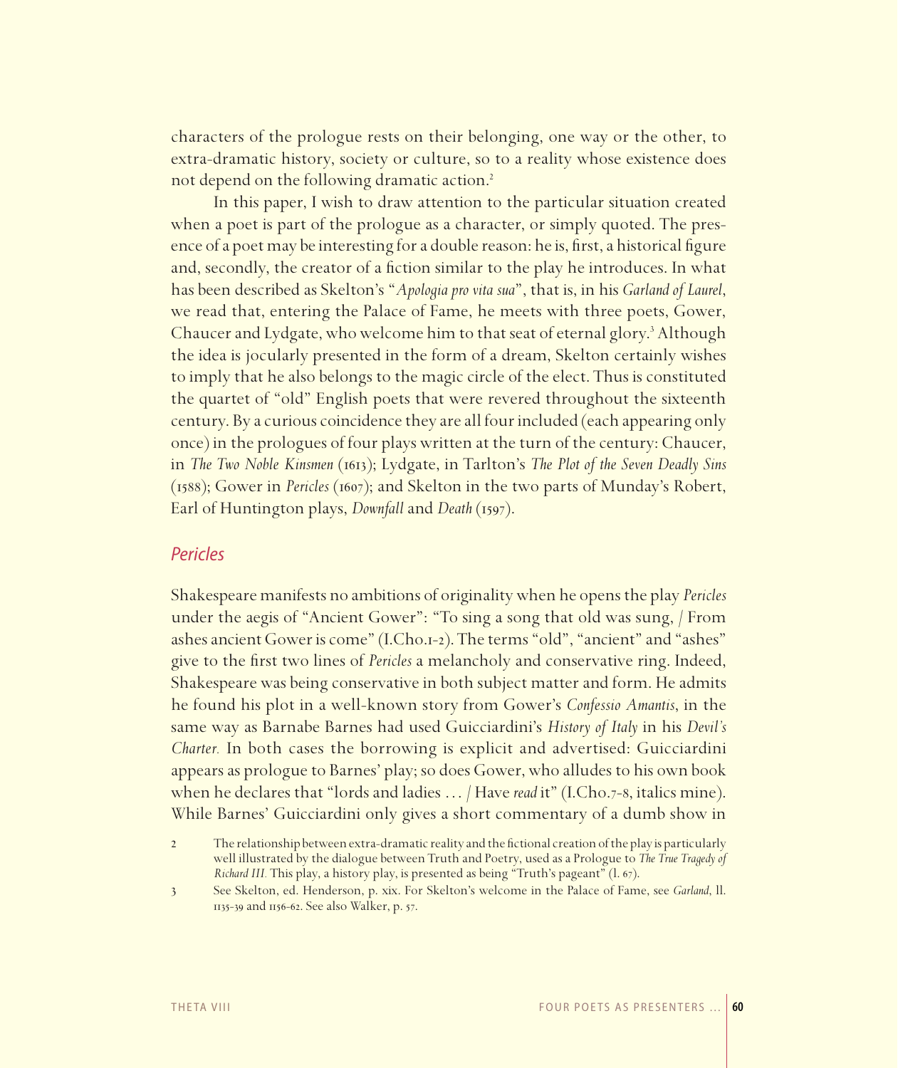characters of the prologue rests on their belonging, one way or the other, to extra-dramatic history, society or culture, so to a reality whose existence does not depend on the following dramatic action.[2]

In this paper, I wish to draw attention to the particular situation created when a poet is part of the prologue as a character, or simply quoted. The presence of a poet may be interesting for a double reason: he is, first, a historical figure and, secondly, the creator of a fiction similar to the play he introduces. In what has been described as Skelton's "*Apologia pro vita sua*", that is, in his *Garland of Laurel*, we read that, entering the Palace of Fame, he meets with three poets, Gower, Chaucer and Lydgate, who welcome him to that seat of eternal glory.[3] Although the idea is jocularly presented in the form of a dream, Skelton certainly wishes to imply that he also belongs to the magic circle of the elect. Thus is constituted the quartet of "old" English poets that were revered throughout the sixteenth century. By a curious coincidence they are all four included (each appearing only once) in the prologues of four plays written at the turn of the century: Chaucer, in *The Two Noble Kinsmen* (1613); Lydgate, in Tarlton's *The Plot of the Seven Deadly Sins* (1588); Gower in *Pericles* (1607); and Skelton in the two parts of Munday's Robert, Earl of Huntington plays, *Downfall* and *Death* (1597).

## *Pericles*

Shakespeare manifests no ambitions of originality when he opens the play *Pericles* under the aegis of "Ancient Gower": "To sing a song that old was sung, / From ashes ancient Gower is come" (I.Cho.1-2). The terms "old", "ancient" and "ashes" give to the first two lines of *Pericles* a melancholy and conservative ring. Indeed, Shakespeare was being conservative in both subject matter and form. He admits he found his plot in a well-known story from Gower's *Confessio Amantis*, in the same way as Barnabe Barnes had used Guicciardini's *History of Italy* in his *Devil's Charter.* In both cases the borrowing is explicit and advertised: Guicciardini appears as prologue to Barnes' play; so does Gower, who alludes to his own book when he declares that "lords and ladies … / Have *read* it" (I.Cho.7-8, italics mine). While Barnes' Guicciardini only gives a short commentary of a dumb show in

2 The relationship between extra-dramatic reality and the fictional creation of the play is particularly well illustrated by the dialogue between Truth and Poetry, used as a Prologue to *The True Tragedy of Richard III.* This play, a history play, is presented as being "Truth's pageant" (l. 67).

3 See Skelton, ed. Henderson, p. xix. For Skelton's welcome in the Palace of Fame, see *Garland*, ll. 1135-39 and 1156-62. See also Walker, p. 57.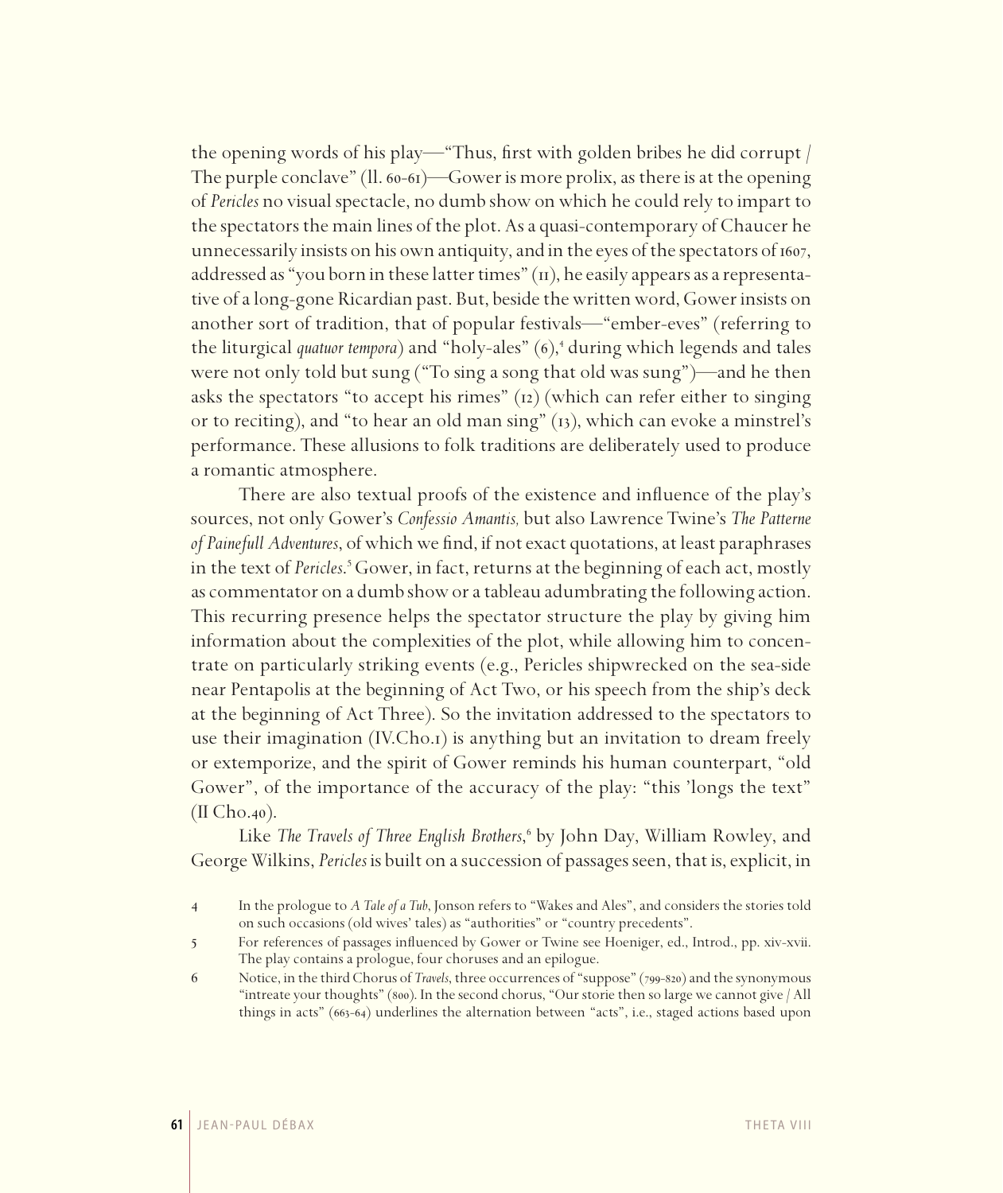the opening words of his play—"Thus, first with golden bribes he did corrupt / The purple conclave" (ll. 60-61)—Gower is more prolix, as there is at the opening of *Pericles* no visual spectacle, no dumb show on which he could rely to impart to the spectators the main lines of the plot. As a quasi-contemporary of Chaucer he unnecessarily insists on his own antiquity, and in the eyes of the spectators of 1607, addressed as "you born in these latter times" (11), he easily appears as a representative of a long-gone Ricardian past. But, beside the written word, Gower insists on another sort of tradition, that of popular festivals—"ember-eves" (referring to the liturgical *quatuor tempora*) and "holy-ales" (6),[4] during which legends and tales were not only told but sung ("To sing a song that old was sung")—and he then asks the spectators "to accept his rimes" (12) (which can refer either to singing or to reciting), and "to hear an old man sing" (13), which can evoke a minstrel's performance. These allusions to folk traditions are deliberately used to produce a romantic atmosphere.

There are also textual proofs of the existence and influence of the play's sources, not only Gower's *Confessio Amantis,* but also Lawrence Twine's *The Patterne of Painefull Adventures*, of which we find, if not exact quotations, at least paraphrases in the text of *Pericles*.[5] Gower, in fact, returns at the beginning of each act, mostly as commentator on a dumb show or a tableau adumbrating the following action. This recurring presence helps the spectator structure the play by giving him information about the complexities of the plot, while allowing him to concentrate on particularly striking events (e.g., Pericles shipwrecked on the sea-side near Pentapolis at the beginning of Act Two, or his speech from the ship's deck at the beginning of Act Three). So the invitation addressed to the spectators to use their imagination (IV.Cho.1) is anything but an invitation to dream freely or extemporize, and the spirit of Gower reminds his human counterpart, "old Gower", of the importance of the accuracy of the play: "this 'longs the text" (II Cho.40).

Like *The Travels of Three English Brothers*,[6] by John Day, William Rowley, and George Wilkins, *Pericles* is built on a succession of passages seen, that is, explicit, in

4 In the prologue to *A Tale of a Tub*, Jonson refers to "Wakes and Ales", and considers the stories told on such occasions (old wives' tales) as "authorities" or "country precedents".

5 For references of passages influenced by Gower or Twine see Hoeniger, ed., Introd., pp. xiv-xvii. The play contains a prologue, four choruses and an epilogue.

6 Notice, in the third Chorus of *Travels*, three occurrences of "suppose" (799-820) and the synonymous "intreate your thoughts" (800). In the second chorus, "Our storie then so large we cannot give / All things in acts" (663-64) underlines the alternation between "acts", i.e., staged actions based upon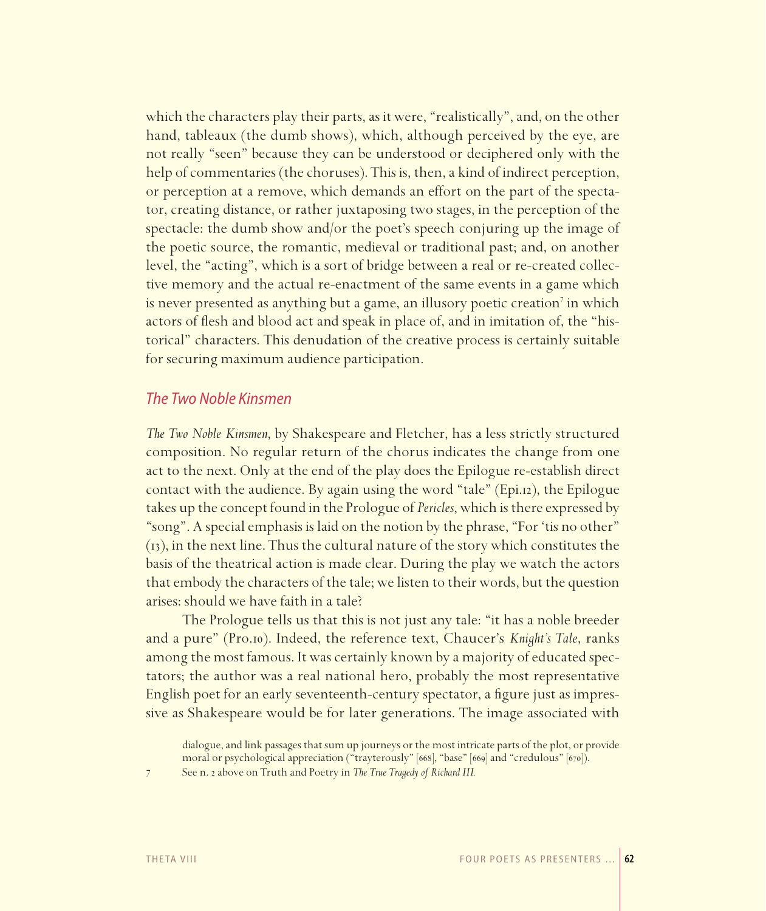which the characters play their parts, as it were, "realistically", and, on the other hand, tableaux (the dumb shows), which, although perceived by the eye, are not really "seen" because they can be understood or deciphered only with the help of commentaries (the choruses). This is, then, a kind of indirect perception, or perception at a remove, which demands an effort on the part of the spectator, creating distance, or rather juxtaposing two stages, in the perception of the spectacle: the dumb show and/or the poet's speech conjuring up the image of the poetic source, the romantic, medieval or traditional past; and, on another level, the "acting", which is a sort of bridge between a real or re-created collective memory and the actual re-enactment of the same events in a game which is never presented as anything but a game, an illusory poetic creation[7] in which actors of flesh and blood act and speak in place of, and in imitation of, the "historical" characters. This denudation of the creative process is certainly suitable for securing maximum audience participation.

## *The Two Noble Kinsmen*

*The Two Noble Kinsmen*, by Shakespeare and Fletcher, has a less strictly structured composition. No regular return of the chorus indicates the change from one act to the next. Only at the end of the play does the Epilogue re-establish direct contact with the audience. By again using the word "tale" (Epi.12), the Epilogue takes up the concept found in the Prologue of *Pericles*, which is there expressed by "song". A special emphasis is laid on the notion by the phrase, "For 'tis no other" (13), in the next line. Thus the cultural nature of the story which constitutes the basis of the theatrical action is made clear. During the play we watch the actors that embody the characters of the tale; we listen to their words, but the question arises: should we have faith in a tale?

The Prologue tells us that this is not just any tale: "it has a noble breeder and a pure" (Pro.10). Indeed, the reference text, Chaucer's *Knight's Tale*, ranks among the most famous. It was certainly known by a majority of educated spectators; the author was a real national hero, probably the most representative English poet for an early seventeenth-century spectator, a figure just as impressive as Shakespeare would be for later generations. The image associated with

dialogue, and link passages that sum up journeys or the most intricate parts of the plot, or provide moral or psychological appreciation ("trayterously" [668], "base" [669] and "credulous" [670]).

7 See n. 2 above on Truth and Poetry in *The True Tragedy of Richard III.*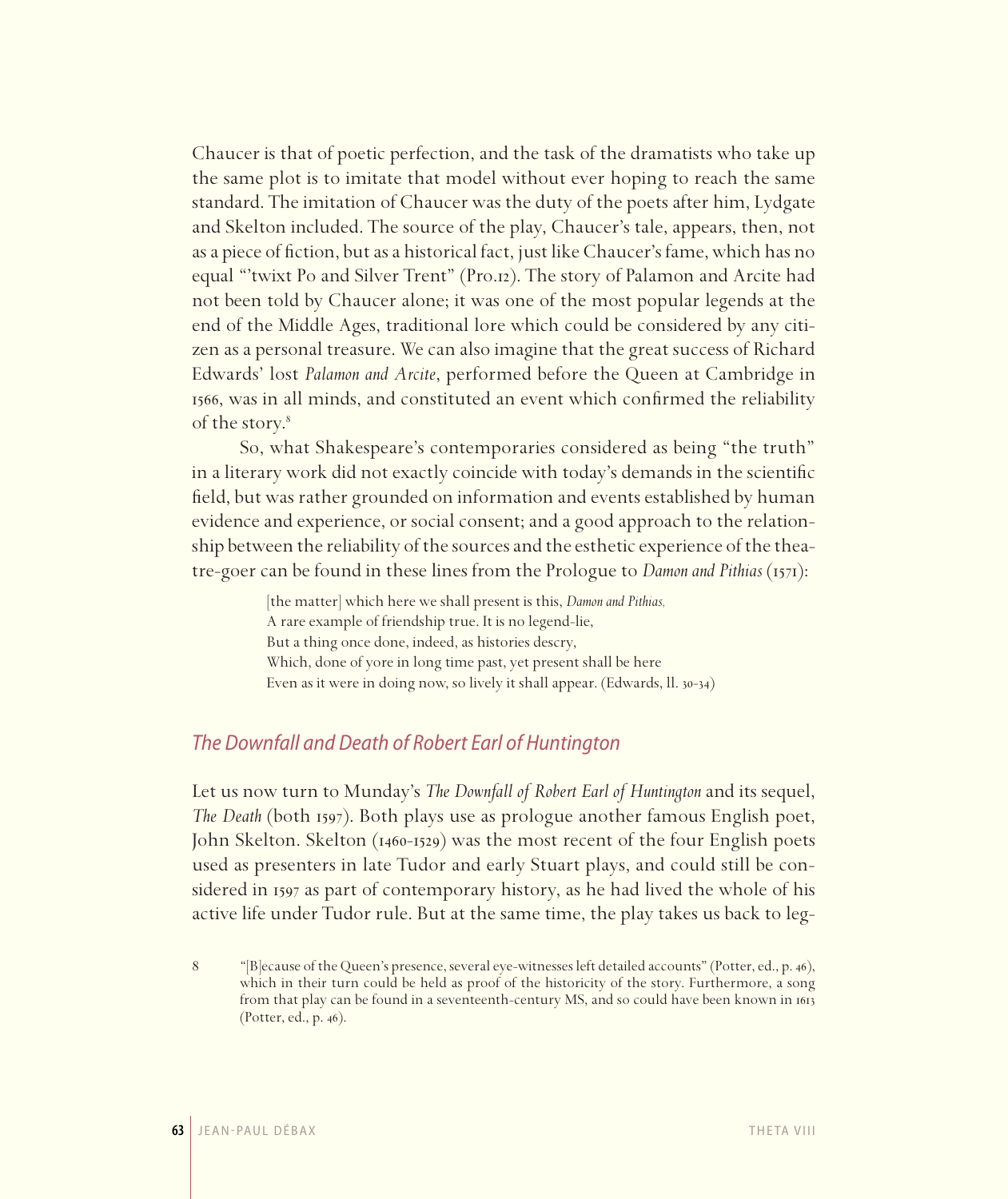Chaucer is that of poetic perfection, and the task of the dramatists who take up the same plot is to imitate that model without ever hoping to reach the same standard. The imitation of Chaucer was the duty of the poets after him, Lydgate and Skelton included. The source of the play, Chaucer's tale, appears, then, not as a piece of fiction, but as a historical fact, just like Chaucer's fame, which has no equal "'twixt Po and Silver Trent" (Pro.12). The story of Palamon and Arcite had not been told by Chaucer alone; it was one of the most popular legends at the end of the Middle Ages, traditional lore which could be considered by any citizen as a personal treasure. We can also imagine that the great success of Richard Edwards' lost *Palamon and Arcite*, performed before the Queen at Cambridge in 1566, was in all minds, and constituted an event which confirmed the reliability of the story.[8]

So, what Shakespeare's contemporaries considered as being "the truth" in a literary work did not exactly coincide with today's demands in the scientific field, but was rather grounded on information and events established by human evidence and experience, or social consent; and a good approach to the relationship between the reliability of the sources and the esthetic experience of the theatre-goer can be found in these lines from the Prologue to *Damon and Pithias* (1571):

> [the matter] which here we shall present is this, *Damon and Pithias,*
> A rare example of friendship true. It is no legend-lie,
> But a thing once done, indeed, as histories descry,
> Which, done of yore in long time past, yet present shall be here
> Even as it were in doing now, so lively it shall appear. (Edwards, ll. 30-34)

## *The Downfall and Death of Robert Earl of Huntington*

Let us now turn to Munday's *The Downfall of Robert Earl of Huntington* and its sequel, *The Death* (both 1597). Both plays use as prologue another famous English poet, John Skelton. Skelton (1460-1529) was the most recent of the four English poets used as presenters in late Tudor and early Stuart plays, and could still be considered in 1597 as part of contemporary history, as he had lived the whole of his active life under Tudor rule. But at the same time, the play takes us back to leg-

8 "[B]ecause of the Queen's presence, several eye-witnesses left detailed accounts" (Potter, ed., p. 46), which in their turn could be held as proof of the historicity of the story. Furthermore, a song from that play can be found in a seventeenth-century MS, and so could have been known in 1613 (Potter, ed., p. 46).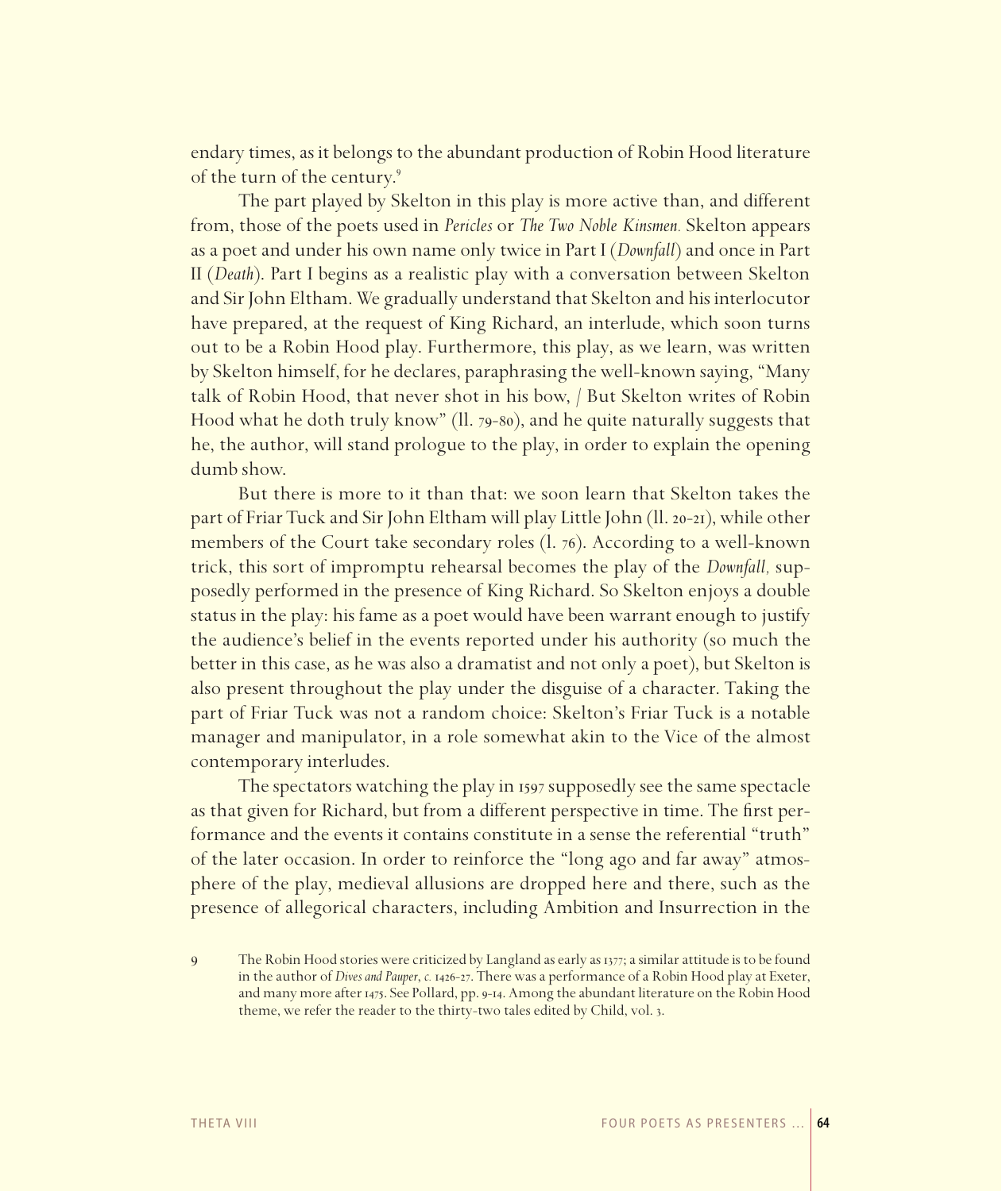endary times, as it belongs to the abundant production of Robin Hood literature of the turn of the century.[9]

The part played by Skelton in this play is more active than, and different from, those of the poets used in *Pericles* or *The Two Noble Kinsmen.* Skelton appears as a poet and under his own name only twice in Part I (*Downfall*) and once in Part II (*Death*). Part I begins as a realistic play with a conversation between Skelton and Sir John Eltham. We gradually understand that Skelton and his interlocutor have prepared, at the request of King Richard, an interlude, which soon turns out to be a Robin Hood play. Furthermore, this play, as we learn, was written by Skelton himself, for he declares, paraphrasing the well-known saying, "Many talk of Robin Hood, that never shot in his bow, / But Skelton writes of Robin Hood what he doth truly know" (ll. 79-80), and he quite naturally suggests that he, the author, will stand prologue to the play, in order to explain the opening dumb show.

But there is more to it than that: we soon learn that Skelton takes the part of Friar Tuck and Sir John Eltham will play Little John (ll. 20-21), while other members of the Court take secondary roles (l. 76). According to a well-known trick, this sort of impromptu rehearsal becomes the play of the *Downfall,* supposedly performed in the presence of King Richard. So Skelton enjoys a double status in the play: his fame as a poet would have been warrant enough to justify the audience's belief in the events reported under his authority (so much the better in this case, as he was also a dramatist and not only a poet), but Skelton is also present throughout the play under the disguise of a character. Taking the part of Friar Tuck was not a random choice: Skelton's Friar Tuck is a notable manager and manipulator, in a role somewhat akin to the Vice of the almost contemporary interludes.

The spectators watching the play in 1597 supposedly see the same spectacle as that given for Richard, but from a different perspective in time. The first performance and the events it contains constitute in a sense the referential "truth" of the later occasion. In order to reinforce the "long ago and far away" atmosphere of the play, medieval allusions are dropped here and there, such as the presence of allegorical characters, including Ambition and Insurrection in the

9 The Robin Hood stories were criticized by Langland as early as 1377; a similar attitude is to be found in the author of *Dives and Pauper*, *c.* 1426-27. There was a performance of a Robin Hood play at Exeter, and many more after 1475. See Pollard, pp. 9-14. Among the abundant literature on the Robin Hood theme, we refer the reader to the thirty-two tales edited by Child, vol. 3.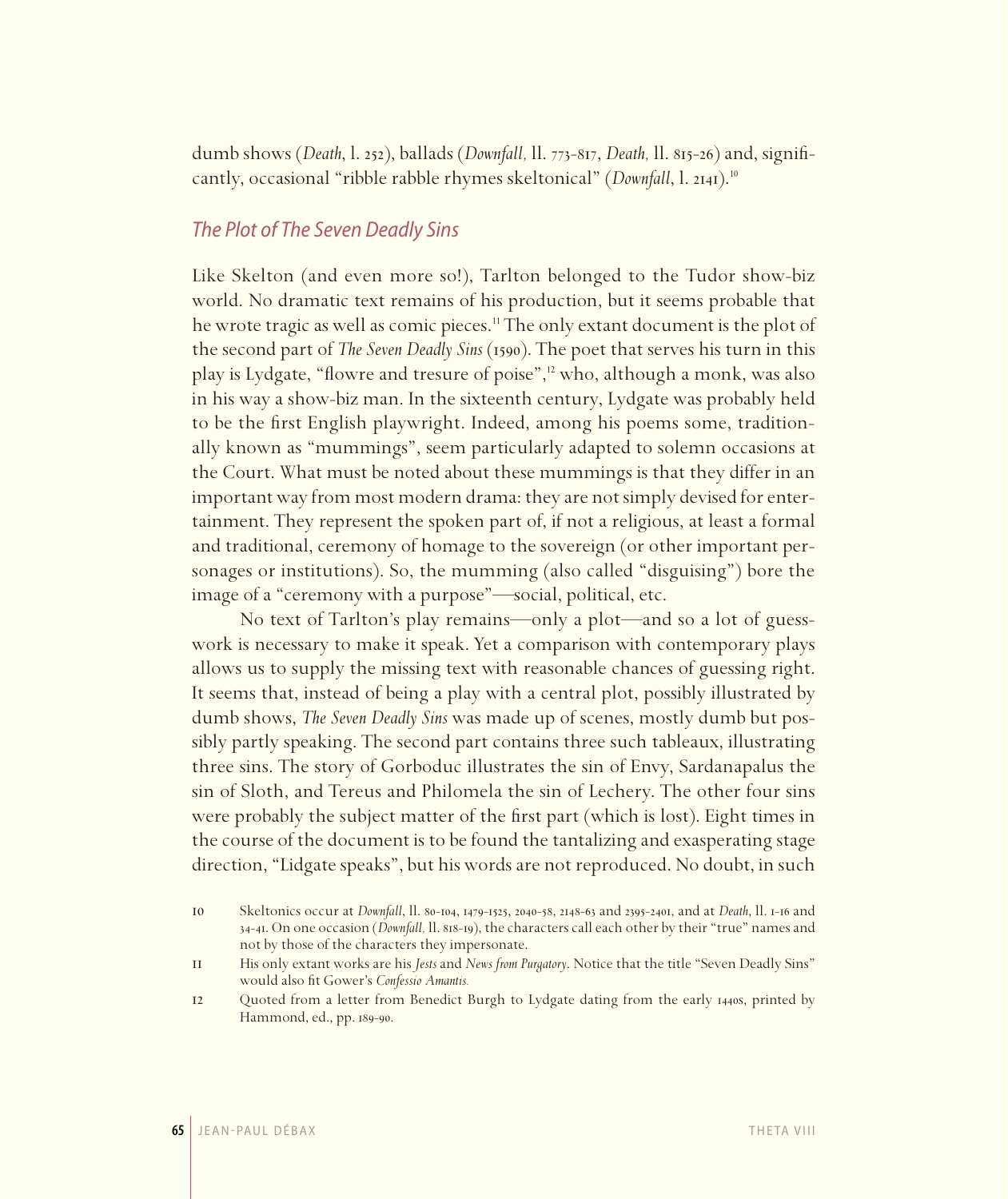dumb shows (*Death*, l. 252), ballads (*Downfall,* ll. 773-817, *Death,* ll. 815-26) and, significantly, occasional "ribble rabble rhymes skeltonical" (*Downfall*, l. 2141).[10]

## *The Plot of The Seven Deadly Sins*

Like Skelton (and even more so!), Tarlton belonged to the Tudor show-biz world. No dramatic text remains of his production, but it seems probable that he wrote tragic as well as comic pieces.[11] The only extant document is the plot of the second part of *The Seven Deadly Sins* (1590). The poet that serves his turn in this play is Lydgate, "flowre and tresure of poise",[12] who, although a monk, was also in his way a show-biz man. In the sixteenth century, Lydgate was probably held to be the first English playwright. Indeed, among his poems some, traditionally known as "mummings", seem particularly adapted to solemn occasions at the Court. What must be noted about these mummings is that they differ in an important way from most modern drama: they are not simply devised for entertainment. They represent the spoken part of, if not a religious, at least a formal and traditional, ceremony of homage to the sovereign (or other important personages or institutions). So, the mumming (also called "disguising") bore the image of a "ceremony with a purpose"—social, political, etc.

No text of Tarlton's play remains—only a plot—and so a lot of guesswork is necessary to make it speak. Yet a comparison with contemporary plays allows us to supply the missing text with reasonable chances of guessing right. It seems that, instead of being a play with a central plot, possibly illustrated by dumb shows, *The Seven Deadly Sins* was made up of scenes, mostly dumb but possibly partly speaking. The second part contains three such tableaux, illustrating three sins. The story of Gorboduc illustrates the sin of Envy, Sardanapalus the sin of Sloth, and Tereus and Philomela the sin of Lechery. The other four sins were probably the subject matter of the first part (which is lost). Eight times in the course of the document is to be found the tantalizing and exasperating stage direction, "Lidgate speaks", but his words are not reproduced. No doubt, in such

10 Skeltonics occur at *Downfall*, ll. 80-104, 1479-1525, 2040-58, 2148-63 and 2395-2401, and at *Death*, ll. 1-16 and 34-41. On one occasion (*Downfall,* ll. 818-19), the characters call each other by their "true" names and not by those of the characters they impersonate.

11 His only extant works are his *Jests* and *News from Purgatory*. Notice that the title "Seven Deadly Sins" would also fit Gower's *Confessio Amantis.*

12 Quoted from a letter from Benedict Burgh to Lydgate dating from the early 1440s, printed by Hammond, ed., pp. 189-90.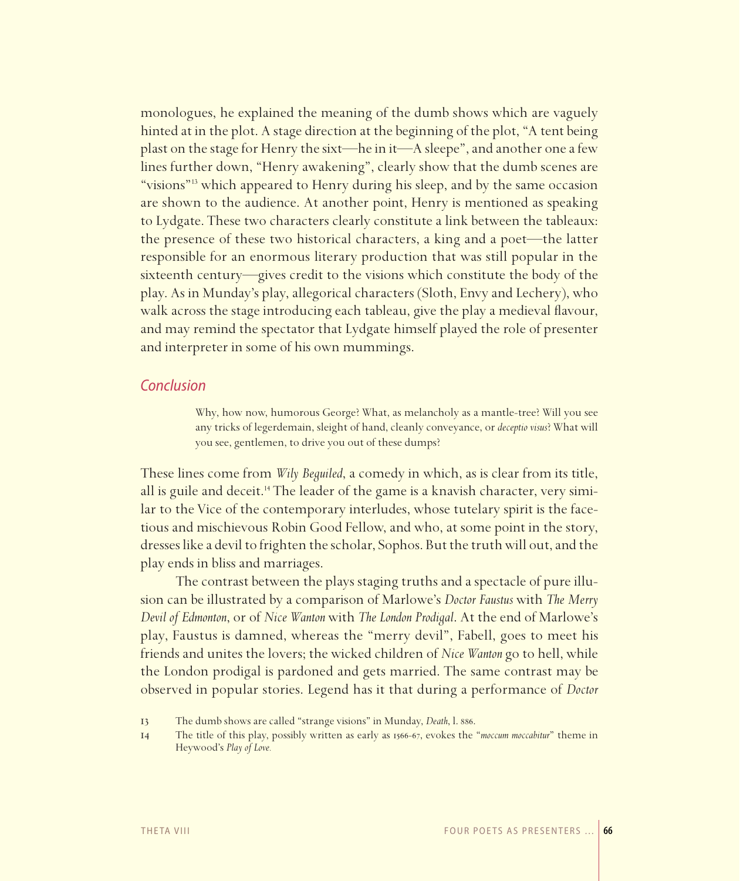monologues, he explained the meaning of the dumb shows which are vaguely hinted at in the plot. A stage direction at the beginning of the plot, "A tent being plast on the stage for Henry the sixt—he in it—A sleepe", and another one a few lines further down, "Henry awakening", clearly show that the dumb scenes are "visions"[13] which appeared to Henry during his sleep, and by the same occasion are shown to the audience. At another point, Henry is mentioned as speaking to Lydgate. These two characters clearly constitute a link between the tableaux: the presence of these two historical characters, a king and a poet—the latter responsible for an enormous literary production that was still popular in the sixteenth century—gives credit to the visions which constitute the body of the play. As in Munday's play, allegorical characters (Sloth, Envy and Lechery), who walk across the stage introducing each tableau, give the play a medieval flavour, and may remind the spectator that Lydgate himself played the role of presenter and interpreter in some of his own mummings.

## *Conclusion*

> Why, how now, humorous George? What, as melancholy as a mantle-tree? Will you see any tricks of legerdemain, sleight of hand, cleanly conveyance, or *deceptio visus*? What will you see, gentlemen, to drive you out of these dumps?

These lines come from *Wily Beguiled*, a comedy in which, as is clear from its title, all is guile and deceit.[14] The leader of the game is a knavish character, very similar to the Vice of the contemporary interludes, whose tutelary spirit is the facetious and mischievous Robin Good Fellow, and who, at some point in the story, dresses like a devil to frighten the scholar, Sophos. But the truth will out, and the play ends in bliss and marriages.

The contrast between the plays staging truths and a spectacle of pure illusion can be illustrated by a comparison of Marlowe's *Doctor Faustus* with *The Merry Devil of Edmonton*, or of *Nice Wanton* with *The London Prodigal*. At the end of Marlowe's play, Faustus is damned, whereas the "merry devil", Fabell, goes to meet his friends and unites the lovers; the wicked children of *Nice Wanton* go to hell, while the London prodigal is pardoned and gets married. The same contrast may be observed in popular stories. Legend has it that during a performance of *Doctor*

13 The dumb shows are called "strange visions" in Munday, *Death*, l. 886.

14 The title of this play, possibly written as early as 1566-67, evokes the "*moccum moccabitur*" theme in Heywood's *Play of Love.*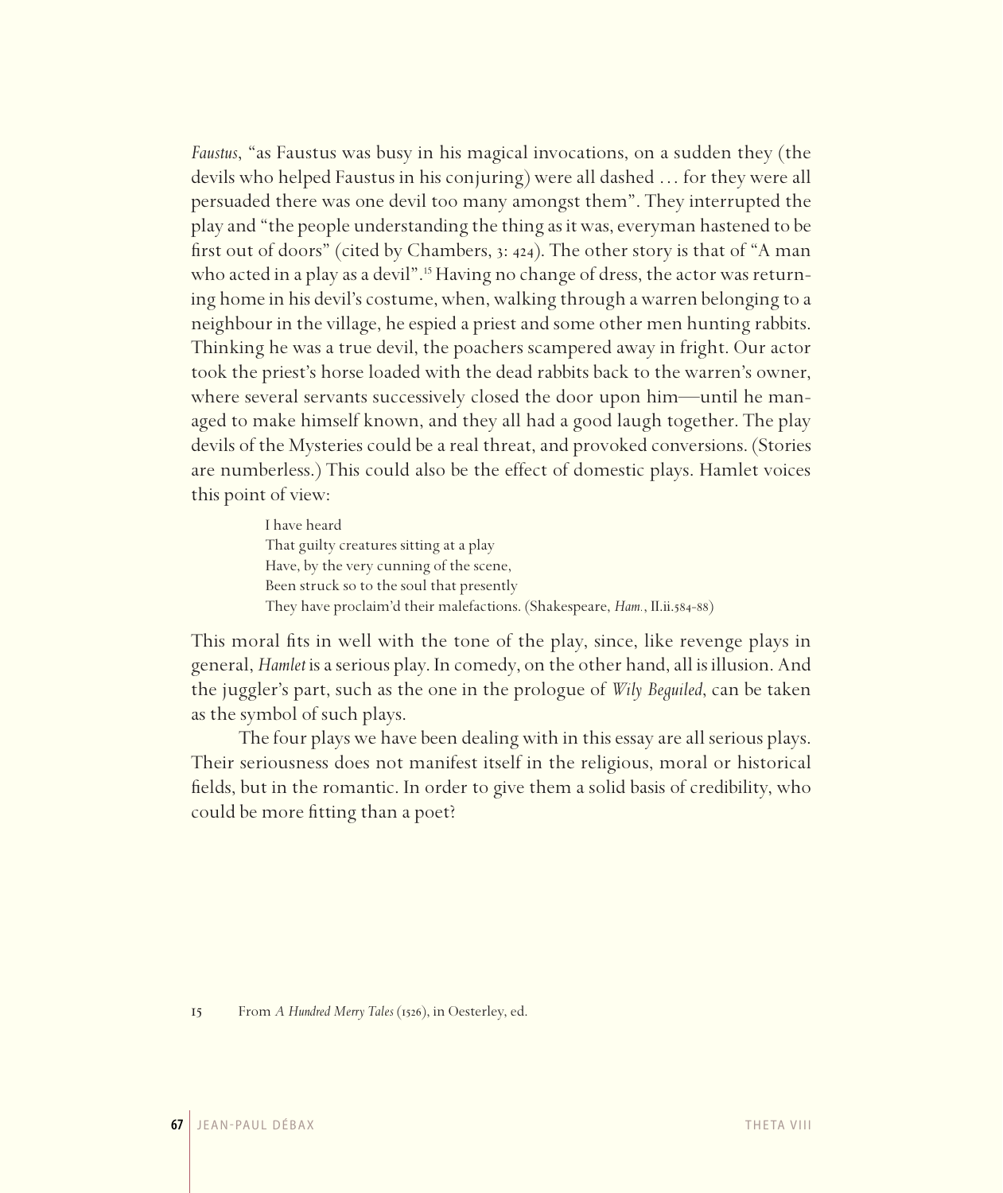*Faustus*, "as Faustus was busy in his magical invocations, on a sudden they (the devils who helped Faustus in his conjuring) were all dashed … for they were all persuaded there was one devil too many amongst them". They interrupted the play and "the people understanding the thing as it was, everyman hastened to be first out of doors" (cited by Chambers, 3: 424). The other story is that of "A man who acted in a play as a devil".[15] Having no change of dress, the actor was returning home in his devil's costume, when, walking through a warren belonging to a neighbour in the village, he espied a priest and some other men hunting rabbits. Thinking he was a true devil, the poachers scampered away in fright. Our actor took the priest's horse loaded with the dead rabbits back to the warren's owner, where several servants successively closed the door upon him—until he managed to make himself known, and they all had a good laugh together. The play devils of the Mysteries could be a real threat, and provoked conversions. (Stories are numberless.) This could also be the effect of domestic plays. Hamlet voices this point of view:

> I have heard
> That guilty creatures sitting at a play
> Have, by the very cunning of the scene,
> Been struck so to the soul that presently
> They have proclaim'd their malefactions. (Shakespeare, *Ham.*, II.ii.584-88)

This moral fits in well with the tone of the play, since, like revenge plays in general, *Hamlet* is a serious play. In comedy, on the other hand, all is illusion. And the juggler's part, such as the one in the prologue of *Wily Beguiled*, can be taken as the symbol of such plays.

The four plays we have been dealing with in this essay are all serious plays. Their seriousness does not manifest itself in the religious, moral or historical fields, but in the romantic. In order to give them a solid basis of credibility, who could be more fitting than a poet?

15 From *A Hundred Merry Tales* (1526), in Oesterley, ed.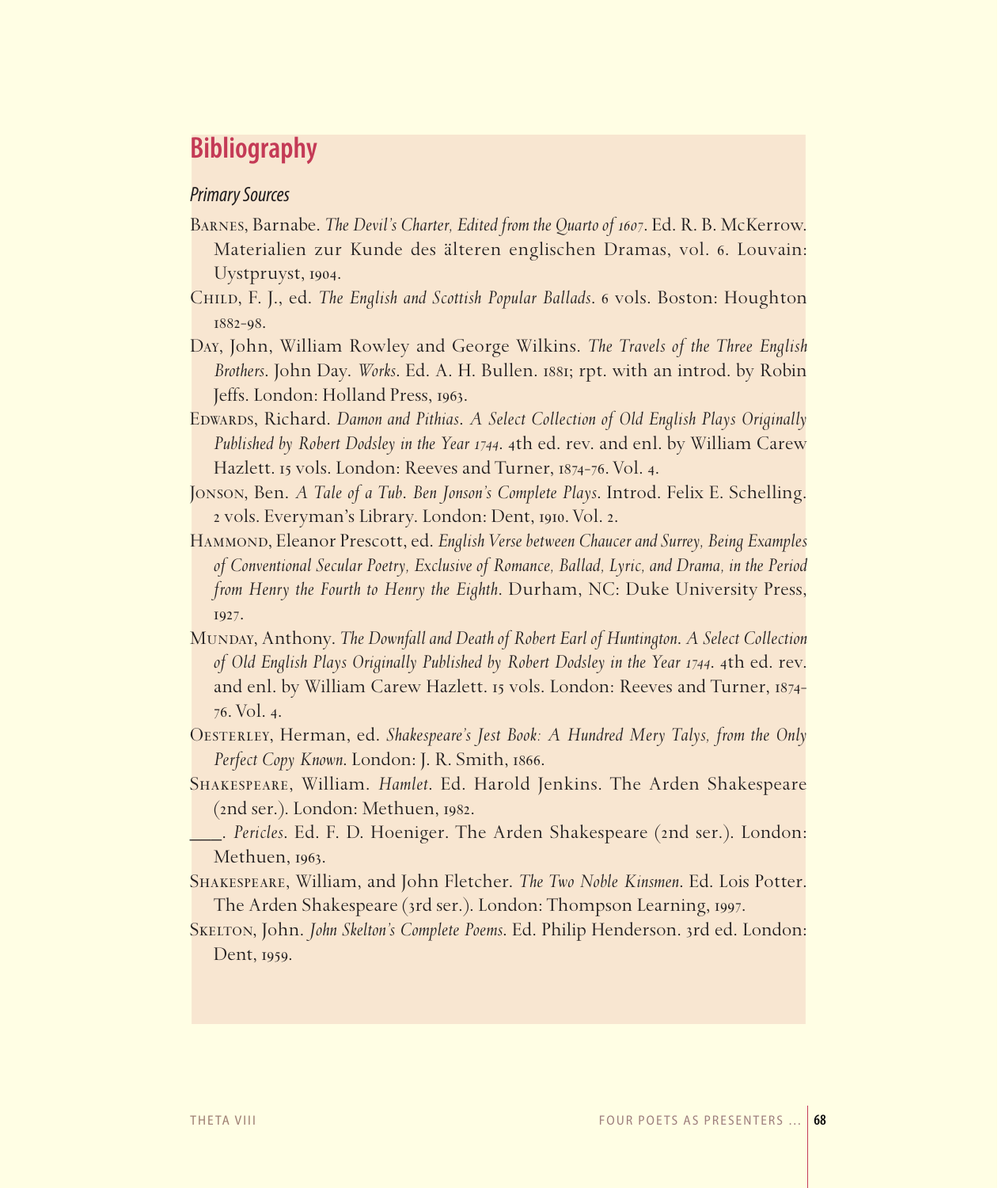# Bibliography

*Primary Sources*

Barnes, Barnabe. *The Devil's Charter, Edited from the Quarto of 1607*. Ed. R. B. McKerrow. Materialien zur Kunde des älteren englischen Dramas, vol. 6. Louvain: Uystpruyst, 1904.

Child, F. J., ed. *The English and Scottish Popular Ballads*. 6 vols. Boston: Houghton 1882–98.

Day, John, William Rowley and George Wilkins. *The Travels of the Three English Brothers*. John Day. *Works*. Ed. A. H. Bullen. 1881; rpt. with an introd. by Robin Jeffs. London: Holland Press, 1963.

Edwards, Richard. *Damon and Pithias*. *A Select Collection of Old English Plays Originally Published by Robert Dodsley in the Year 1744*. 4th ed. rev. and enl. by William Carew Hazlett. 15 vols. London: Reeves and Turner, 1874-76. Vol. 4.

Jonson, Ben. *A Tale of a Tub*. *Ben Jonson's Complete Plays*. Introd. Felix E. Schelling. 2 vols. Everyman's Library. London: Dent, 1910. Vol. 2.

Hammond, Eleanor Prescott, ed. *English Verse between Chaucer and Surrey, Being Examples of Conventional Secular Poetry, Exclusive of Romance, Ballad, Lyric, and Drama, in the Period from Henry the Fourth to Henry the Eighth*. Durham, NC: Duke University Press, 1927.

Munday, Anthony. *The Downfall and Death of Robert Earl of Huntington*. *A Select Collection of Old English Plays Originally Published by Robert Dodsley in the Year 1744*. 4th ed. rev. and enl. by William Carew Hazlett. 15 vols. London: Reeves and Turner, 1874-76. Vol. 4.

Oesterley, Herman, ed. *Shakespeare's Jest Book: A Hundred Mery Talys, from the Only Perfect Copy Known*. London: J. R. Smith, 1866.

Shakespeare, William. *Hamlet*. Ed. Harold Jenkins. The Arden Shakespeare (2nd ser.). London: Methuen, 1982.

___. *Pericles*. Ed. F. D. Hoeniger. The Arden Shakespeare (2nd ser.). London: Methuen, 1963.

Shakespeare, William, and John Fletcher. *The Two Noble Kinsmen*. Ed. Lois Potter. The Arden Shakespeare (3rd ser.). London: Thompson Learning, 1997.

Skelton, John. *John Skelton's Complete Poems*. Ed. Philip Henderson. 3rd ed. London: Dent, 1959.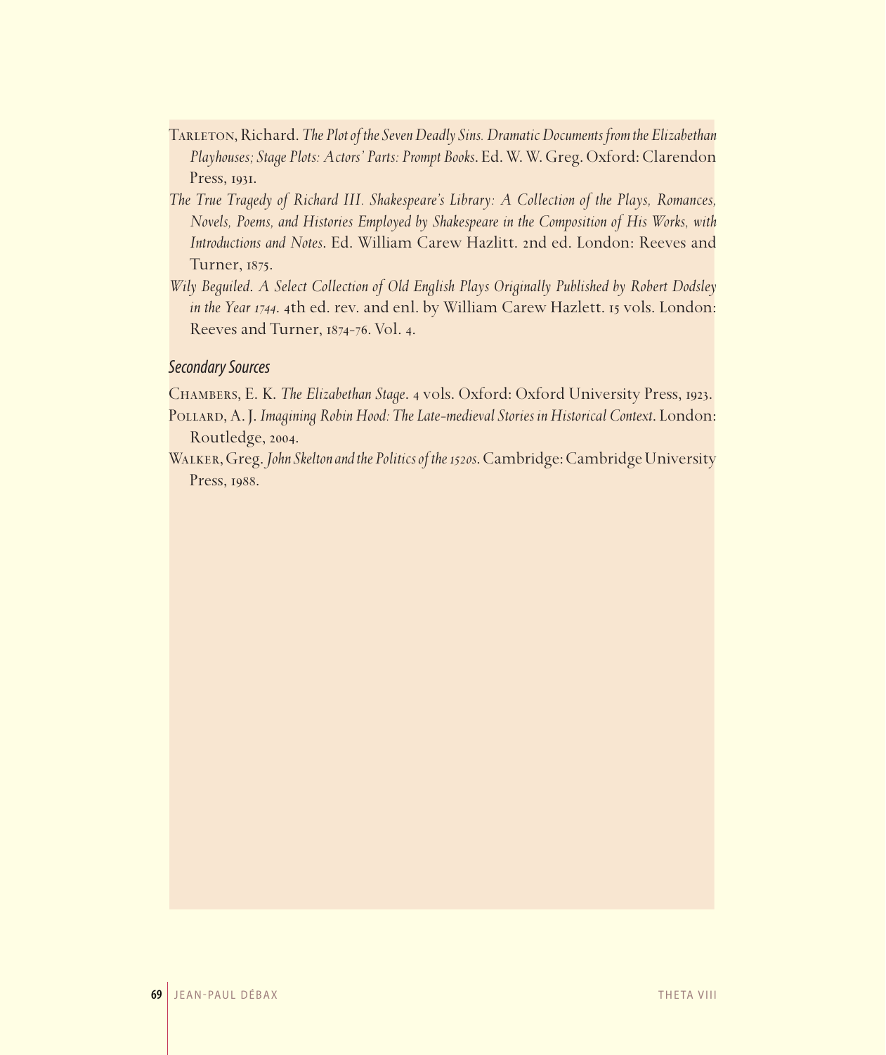Tarleton, Richard. *The Plot of the Seven Deadly Sins. Dramatic Documents from the Elizabethan Playhouses; Stage Plots: Actors' Parts: Prompt Books*. Ed. W. W. Greg. Oxford: Clarendon Press, 1931.

*The True Tragedy of Richard III. Shakespeare's Library: A Collection of the Plays, Romances, Novels, Poems, and Histories Employed by Shakespeare in the Composition of His Works, with Introductions and Notes*. Ed. William Carew Hazlitt. 2nd ed. London: Reeves and Turner, 1875.

*Wily Beguiled. A Select Collection of Old English Plays Originally Published by Robert Dodsley in the Year 1744*. 4th ed. rev. and enl. by William Carew Hazlett. 15 vols. London: Reeves and Turner, 1874-76. Vol. 4.

### *Secondary Sources*

Chambers, E. K. *The Elizabethan Stage*. 4 vols. Oxford: Oxford University Press, 1923.

Pollard, A. J. *Imagining Robin Hood: The Late-medieval Stories in Historical Context*. London: Routledge, 2004.

Walker, Greg. *John Skelton and the Politics of the 1520s*. Cambridge: Cambridge University Press, 1988.